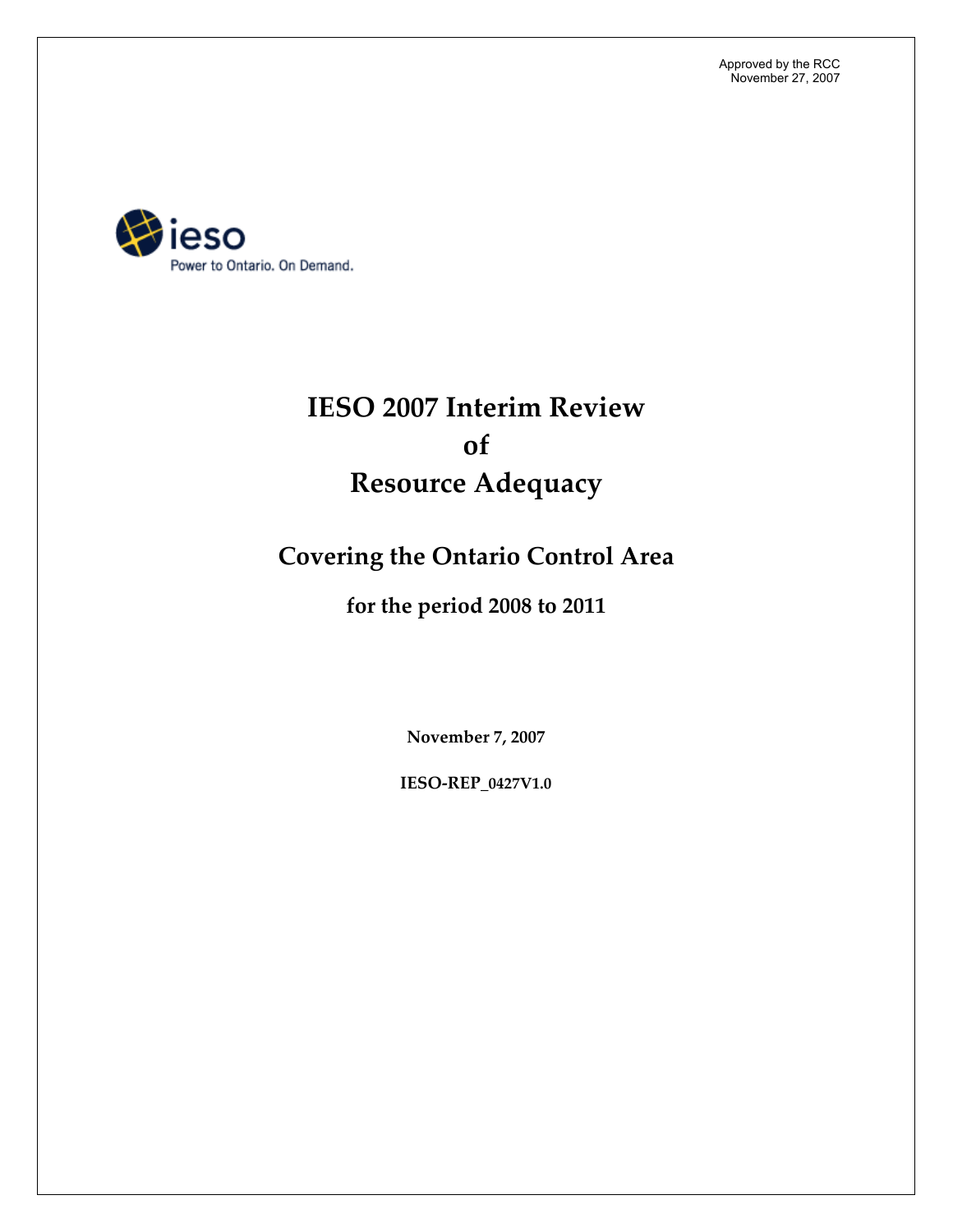Approved by the RCC
November 27, 2007

ieso
Power to Ontario. On Demand.

# IESO 2007 Interim Review of Resource Adequacy

## Covering the Ontario Control Area

### for the period 2008 to 2011

**November 7, 2007**

**IESO-REP_0427V1.0**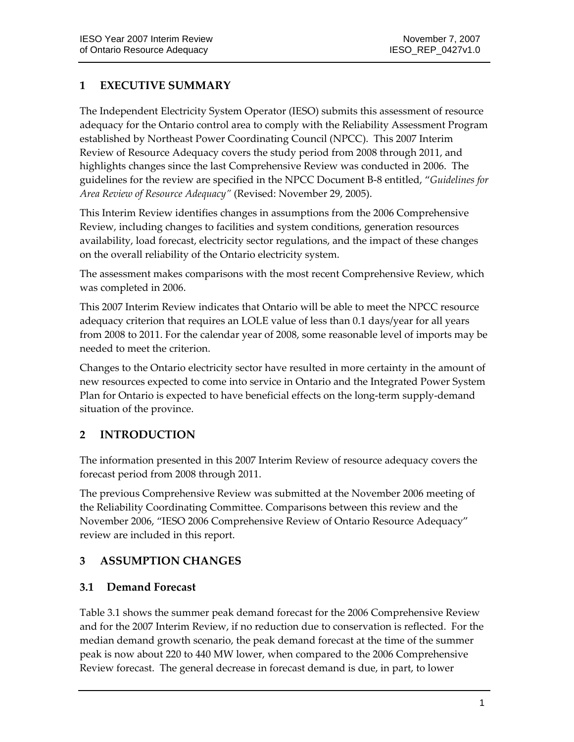## 1 EXECUTIVE SUMMARY

The Independent Electricity System Operator (IESO) submits this assessment of resource adequacy for the Ontario control area to comply with the Reliability Assessment Program established by Northeast Power Coordinating Council (NPCC). This 2007 Interim Review of Resource Adequacy covers the study period from 2008 through 2011, and highlights changes since the last Comprehensive Review was conducted in 2006. The guidelines for the review are specified in the NPCC Document B-8 entitled, "*Guidelines for Area Review of Resource Adequacy"* (Revised: November 29, 2005).

This Interim Review identifies changes in assumptions from the 2006 Comprehensive Review, including changes to facilities and system conditions, generation resources availability, load forecast, electricity sector regulations, and the impact of these changes on the overall reliability of the Ontario electricity system.

The assessment makes comparisons with the most recent Comprehensive Review, which was completed in 2006.

This 2007 Interim Review indicates that Ontario will be able to meet the NPCC resource adequacy criterion that requires an LOLE value of less than 0.1 days/year for all years from 2008 to 2011. For the calendar year of 2008, some reasonable level of imports may be needed to meet the criterion.

Changes to the Ontario electricity sector have resulted in more certainty in the amount of new resources expected to come into service in Ontario and the Integrated Power System Plan for Ontario is expected to have beneficial effects on the long-term supply-demand situation of the province.

## 2 INTRODUCTION

The information presented in this 2007 Interim Review of resource adequacy covers the forecast period from 2008 through 2011.

The previous Comprehensive Review was submitted at the November 2006 meeting of the Reliability Coordinating Committee. Comparisons between this review and the November 2006, "IESO 2006 Comprehensive Review of Ontario Resource Adequacy" review are included in this report.

## 3 ASSUMPTION CHANGES

### 3.1 Demand Forecast

Table 3.1 shows the summer peak demand forecast for the 2006 Comprehensive Review and for the 2007 Interim Review, if no reduction due to conservation is reflected. For the median demand growth scenario, the peak demand forecast at the time of the summer peak is now about 220 to 440 MW lower, when compared to the 2006 Comprehensive Review forecast. The general decrease in forecast demand is due, in part, to lower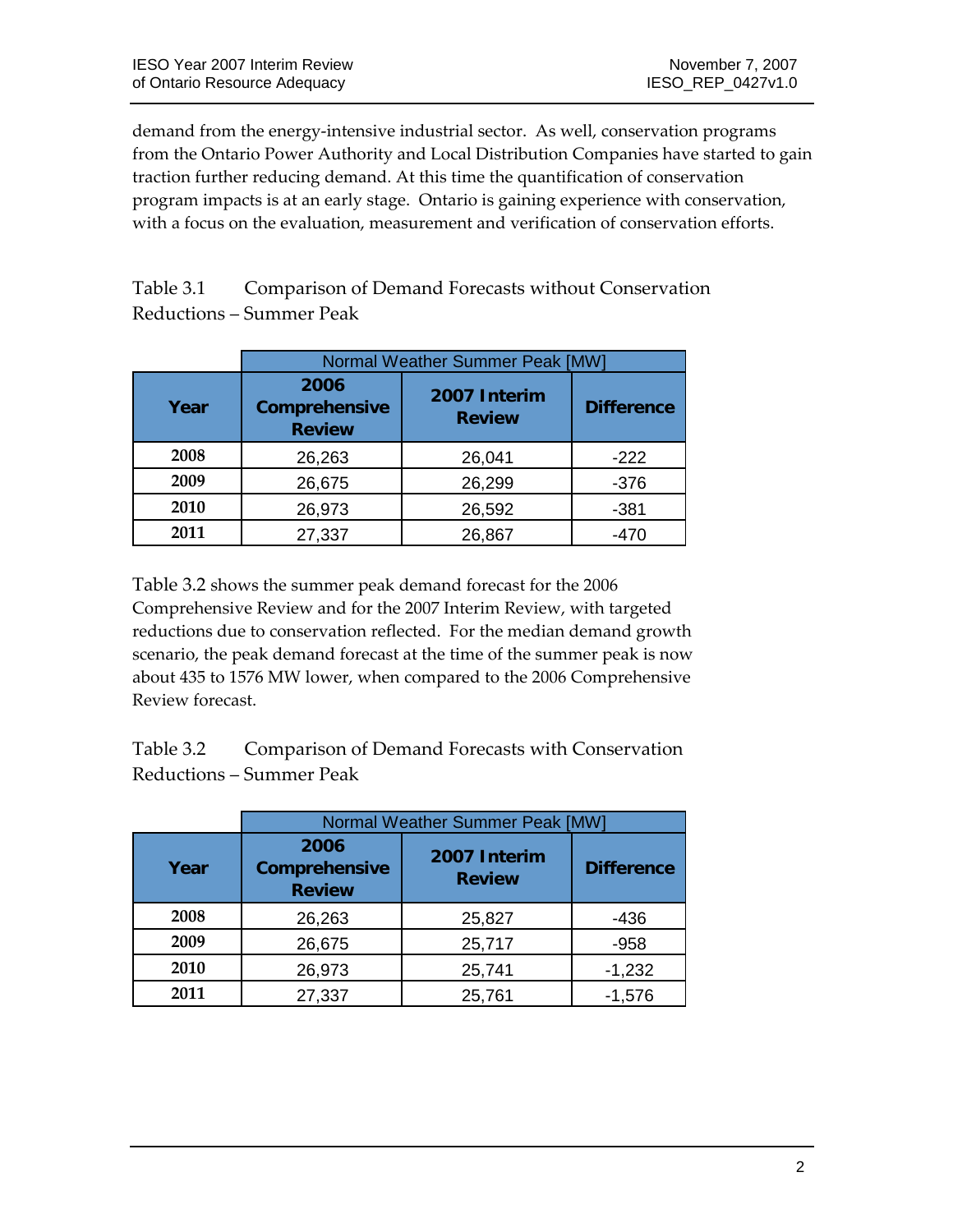demand from the energy-intensive industrial sector. As well, conservation programs from the Ontario Power Authority and Local Distribution Companies have started to gain traction further reducing demand. At this time the quantification of conservation program impacts is at an early stage. Ontario is gaining experience with conservation, with a focus on the evaluation, measurement and verification of conservation efforts.

Table 3.1 Comparison of Demand Forecasts without Conservation Reductions – Summer Peak

| | Normal Weather Summer Peak [MW] | | |
|---|---|---|---|
| **Year** | **2006 Comprehensive Review** | **2007 Interim Review** | **Difference** |
| **2008** | 26,263 | 26,041 | -222 |
| **2009** | 26,675 | 26,299 | -376 |
| **2010** | 26,973 | 26,592 | -381 |
| **2011** | 27,337 | 26,867 | -470 |

Table 3.2 shows the summer peak demand forecast for the 2006 Comprehensive Review and for the 2007 Interim Review, with targeted reductions due to conservation reflected. For the median demand growth scenario, the peak demand forecast at the time of the summer peak is now about 435 to 1576 MW lower, when compared to the 2006 Comprehensive Review forecast.

Table 3.2 Comparison of Demand Forecasts with Conservation Reductions – Summer Peak

| | Normal Weather Summer Peak [MW] | | |
|---|---|---|---|
| **Year** | **2006 Comprehensive Review** | **2007 Interim Review** | **Difference** |
| **2008** | 26,263 | 25,827 | -436 |
| **2009** | 26,675 | 25,717 | -958 |
| **2010** | 26,973 | 25,741 | -1,232 |
| **2011** | 27,337 | 25,761 | -1,576 |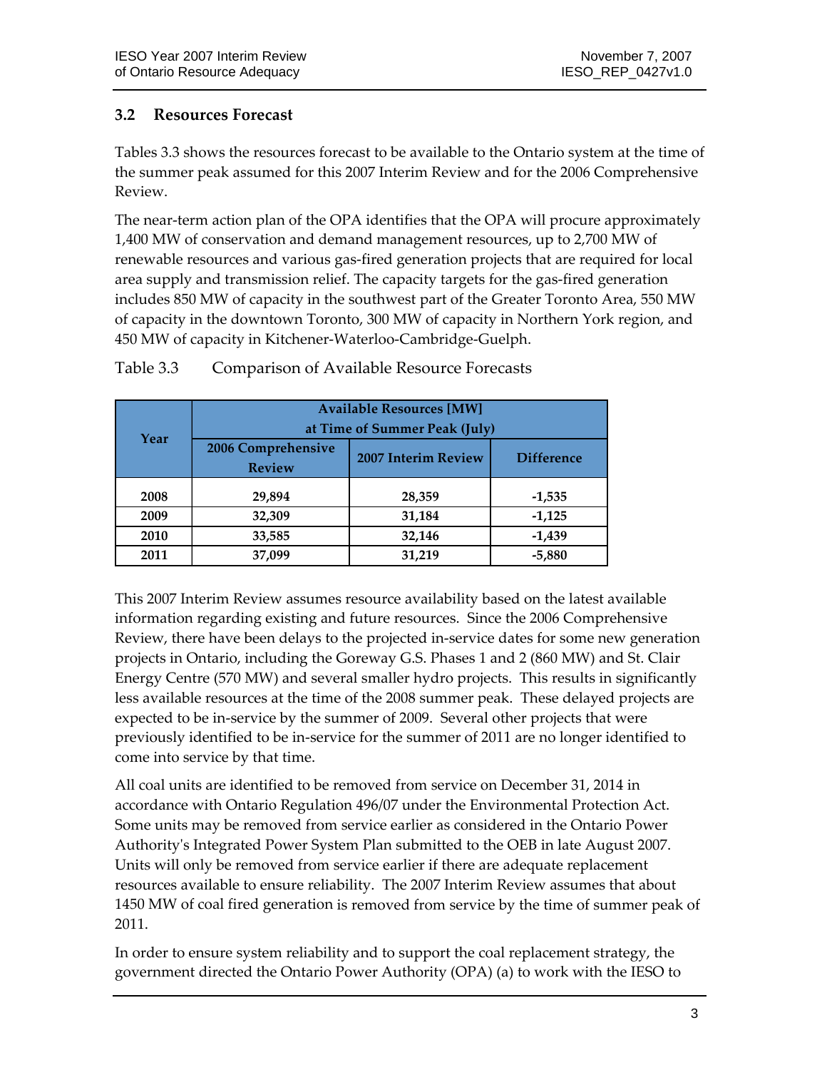### 3.2 Resources Forecast

Tables 3.3 shows the resources forecast to be available to the Ontario system at the time of the summer peak assumed for this 2007 Interim Review and for the 2006 Comprehensive Review.

The near-term action plan of the OPA identifies that the OPA will procure approximately 1,400 MW of conservation and demand management resources, up to 2,700 MW of renewable resources and various gas-fired generation projects that are required for local area supply and transmission relief. The capacity targets for the gas-fired generation includes 850 MW of capacity in the southwest part of the Greater Toronto Area, 550 MW of capacity in the downtown Toronto, 300 MW of capacity in Northern York region, and 450 MW of capacity in Kitchener-Waterloo-Cambridge-Guelph.

Table 3.3 Comparison of Available Resource Forecasts

| Year | Available Resources [MW] at Time of Summer Peak (July) | | |
|---|---|---|---|
| | 2006 Comprehensive Review | 2007 Interim Review | Difference |
| 2008 | 29,894 | 28,359 | -1,535 |
| 2009 | 32,309 | 31,184 | -1,125 |
| 2010 | 33,585 | 32,146 | -1,439 |
| 2011 | 37,099 | 31,219 | -5,880 |

This 2007 Interim Review assumes resource availability based on the latest available information regarding existing and future resources. Since the 2006 Comprehensive Review, there have been delays to the projected in-service dates for some new generation projects in Ontario, including the Goreway G.S. Phases 1 and 2 (860 MW) and St. Clair Energy Centre (570 MW) and several smaller hydro projects. This results in significantly less available resources at the time of the 2008 summer peak. These delayed projects are expected to be in-service by the summer of 2009. Several other projects that were previously identified to be in-service for the summer of 2011 are no longer identified to come into service by that time.

All coal units are identified to be removed from service on December 31, 2014 in accordance with Ontario Regulation 496/07 under the Environmental Protection Act. Some units may be removed from service earlier as considered in the Ontario Power Authority's Integrated Power System Plan submitted to the OEB in late August 2007. Units will only be removed from service earlier if there are adequate replacement resources available to ensure reliability. The 2007 Interim Review assumes that about 1450 MW of coal fired generation is removed from service by the time of summer peak of 2011.

In order to ensure system reliability and to support the coal replacement strategy, the government directed the Ontario Power Authority (OPA) (a) to work with the IESO to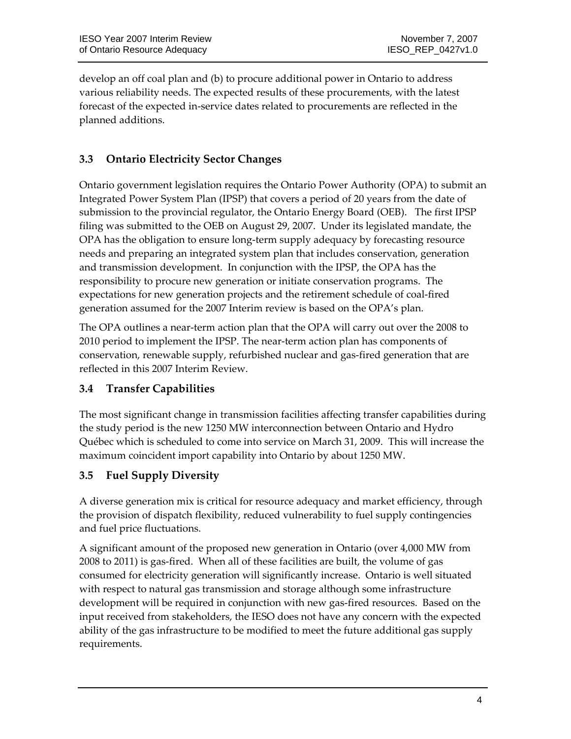develop an off coal plan and (b) to procure additional power in Ontario to address various reliability needs. The expected results of these procurements, with the latest forecast of the expected in-service dates related to procurements are reflected in the planned additions.

## 3.3 Ontario Electricity Sector Changes

Ontario government legislation requires the Ontario Power Authority (OPA) to submit an Integrated Power System Plan (IPSP) that covers a period of 20 years from the date of submission to the provincial regulator, the Ontario Energy Board (OEB). The first IPSP filing was submitted to the OEB on August 29, 2007. Under its legislated mandate, the OPA has the obligation to ensure long-term supply adequacy by forecasting resource needs and preparing an integrated system plan that includes conservation, generation and transmission development. In conjunction with the IPSP, the OPA has the responsibility to procure new generation or initiate conservation programs. The expectations for new generation projects and the retirement schedule of coal-fired generation assumed for the 2007 Interim review is based on the OPA's plan.

The OPA outlines a near-term action plan that the OPA will carry out over the 2008 to 2010 period to implement the IPSP. The near-term action plan has components of conservation, renewable supply, refurbished nuclear and gas-fired generation that are reflected in this 2007 Interim Review.

## 3.4 Transfer Capabilities

The most significant change in transmission facilities affecting transfer capabilities during the study period is the new 1250 MW interconnection between Ontario and Hydro Québec which is scheduled to come into service on March 31, 2009. This will increase the maximum coincident import capability into Ontario by about 1250 MW.

## 3.5 Fuel Supply Diversity

A diverse generation mix is critical for resource adequacy and market efficiency, through the provision of dispatch flexibility, reduced vulnerability to fuel supply contingencies and fuel price fluctuations.

A significant amount of the proposed new generation in Ontario (over 4,000 MW from 2008 to 2011) is gas-fired. When all of these facilities are built, the volume of gas consumed for electricity generation will significantly increase. Ontario is well situated with respect to natural gas transmission and storage although some infrastructure development will be required in conjunction with new gas-fired resources. Based on the input received from stakeholders, the IESO does not have any concern with the expected ability of the gas infrastructure to be modified to meet the future additional gas supply requirements.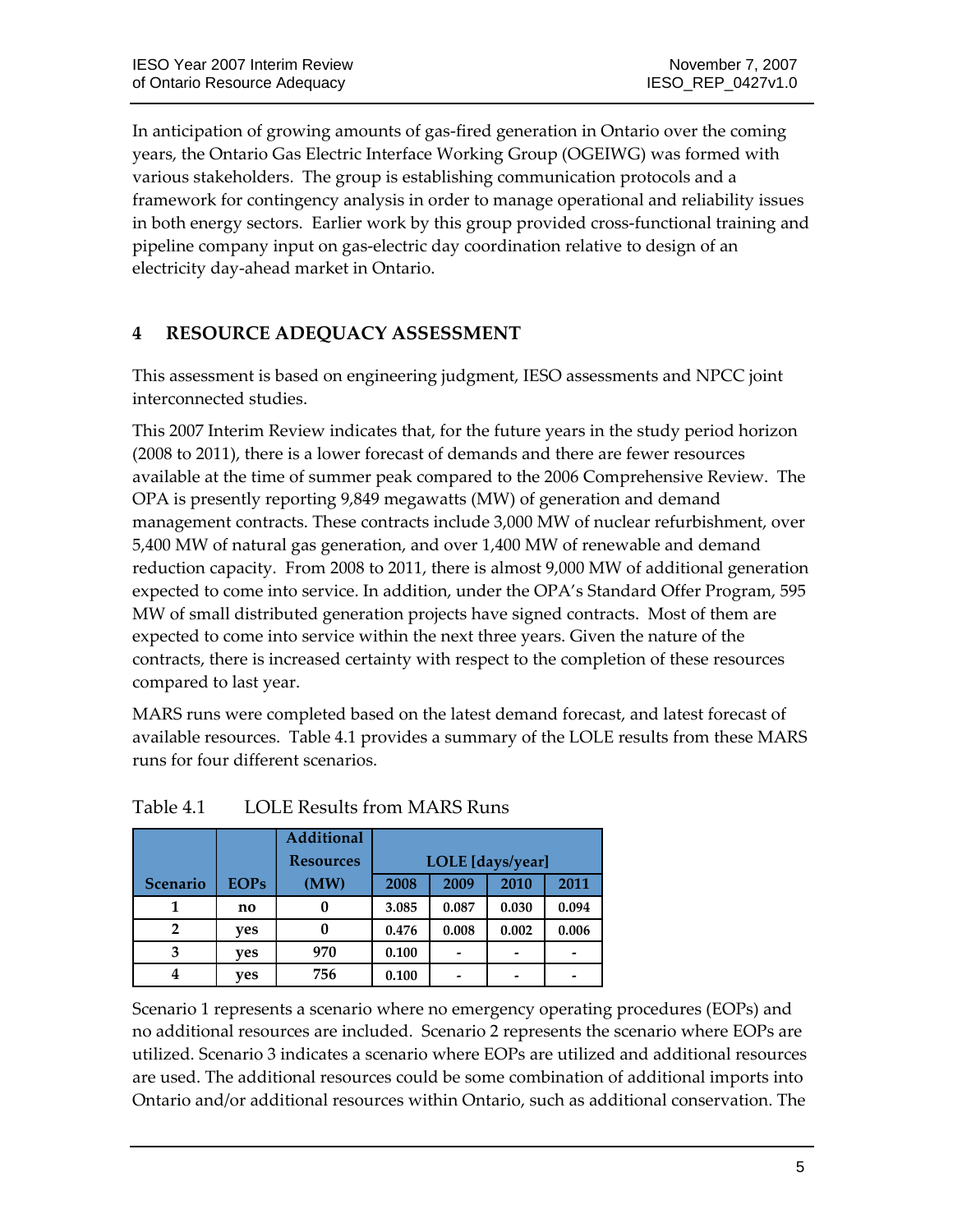In anticipation of growing amounts of gas-fired generation in Ontario over the coming years, the Ontario Gas Electric Interface Working Group (OGEIWG) was formed with various stakeholders. The group is establishing communication protocols and a framework for contingency analysis in order to manage operational and reliability issues in both energy sectors. Earlier work by this group provided cross-functional training and pipeline company input on gas-electric day coordination relative to design of an electricity day-ahead market in Ontario.

## 4 RESOURCE ADEQUACY ASSESSMENT

This assessment is based on engineering judgment, IESO assessments and NPCC joint interconnected studies.

This 2007 Interim Review indicates that, for the future years in the study period horizon (2008 to 2011), there is a lower forecast of demands and there are fewer resources available at the time of summer peak compared to the 2006 Comprehensive Review. The OPA is presently reporting 9,849 megawatts (MW) of generation and demand management contracts. These contracts include 3,000 MW of nuclear refurbishment, over 5,400 MW of natural gas generation, and over 1,400 MW of renewable and demand reduction capacity. From 2008 to 2011, there is almost 9,000 MW of additional generation expected to come into service. In addition, under the OPA's Standard Offer Program, 595 MW of small distributed generation projects have signed contracts. Most of them are expected to come into service within the next three years. Given the nature of the contracts, there is increased certainty with respect to the completion of these resources compared to last year.

MARS runs were completed based on the latest demand forecast, and latest forecast of available resources. Table 4.1 provides a summary of the LOLE results from these MARS runs for four different scenarios.

Table 4.1 LOLE Results from MARS Runs

| Scenario | EOPs | Additional Resources (MW) | LOLE [days/year] | | | |
|---|---|---|---|---|---|---|
| | | | 2008 | 2009 | 2010 | 2011 |
| 1 | no | 0 | 3.085 | 0.087 | 0.030 | 0.094 |
| 2 | yes | 0 | 0.476 | 0.008 | 0.002 | 0.006 |
| 3 | yes | 970 | 0.100 | - | - | - |
| 4 | yes | 756 | 0.100 | - | - | - |

Scenario 1 represents a scenario where no emergency operating procedures (EOPs) and no additional resources are included. Scenario 2 represents the scenario where EOPs are utilized. Scenario 3 indicates a scenario where EOPs are utilized and additional resources are used. The additional resources could be some combination of additional imports into Ontario and/or additional resources within Ontario, such as additional conservation. The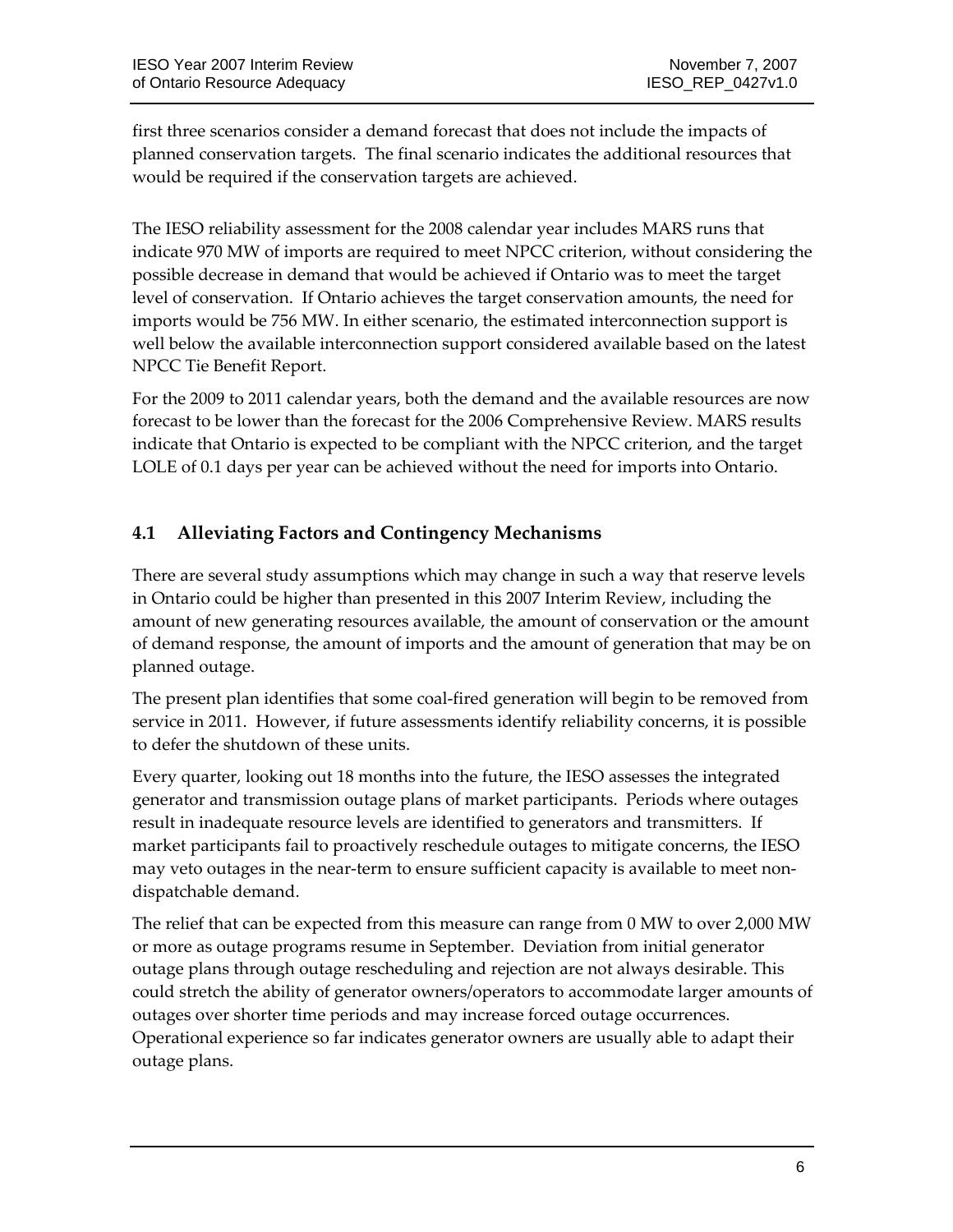first three scenarios consider a demand forecast that does not include the impacts of planned conservation targets. The final scenario indicates the additional resources that would be required if the conservation targets are achieved.

The IESO reliability assessment for the 2008 calendar year includes MARS runs that indicate 970 MW of imports are required to meet NPCC criterion, without considering the possible decrease in demand that would be achieved if Ontario was to meet the target level of conservation. If Ontario achieves the target conservation amounts, the need for imports would be 756 MW. In either scenario, the estimated interconnection support is well below the available interconnection support considered available based on the latest NPCC Tie Benefit Report.

For the 2009 to 2011 calendar years, both the demand and the available resources are now forecast to be lower than the forecast for the 2006 Comprehensive Review. MARS results indicate that Ontario is expected to be compliant with the NPCC criterion, and the target LOLE of 0.1 days per year can be achieved without the need for imports into Ontario.

## 4.1 Alleviating Factors and Contingency Mechanisms

There are several study assumptions which may change in such a way that reserve levels in Ontario could be higher than presented in this 2007 Interim Review, including the amount of new generating resources available, the amount of conservation or the amount of demand response, the amount of imports and the amount of generation that may be on planned outage.

The present plan identifies that some coal-fired generation will begin to be removed from service in 2011. However, if future assessments identify reliability concerns, it is possible to defer the shutdown of these units.

Every quarter, looking out 18 months into the future, the IESO assesses the integrated generator and transmission outage plans of market participants. Periods where outages result in inadequate resource levels are identified to generators and transmitters. If market participants fail to proactively reschedule outages to mitigate concerns, the IESO may veto outages in the near-term to ensure sufficient capacity is available to meet non-dispatchable demand.

The relief that can be expected from this measure can range from 0 MW to over 2,000 MW or more as outage programs resume in September. Deviation from initial generator outage plans through outage rescheduling and rejection are not always desirable. This could stretch the ability of generator owners/operators to accommodate larger amounts of outages over shorter time periods and may increase forced outage occurrences. Operational experience so far indicates generator owners are usually able to adapt their outage plans.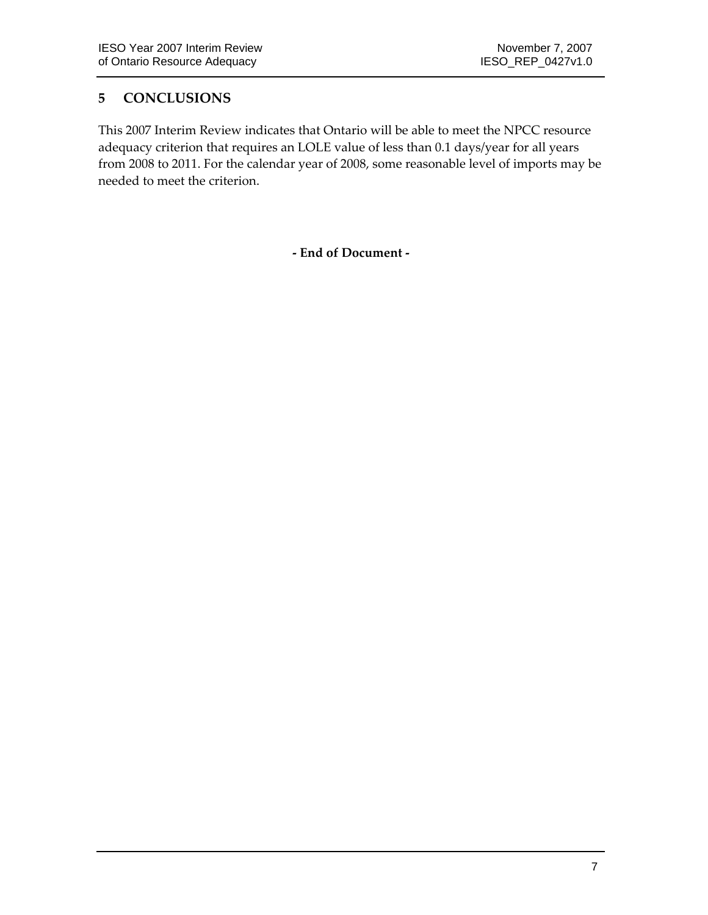## 5 CONCLUSIONS

This 2007 Interim Review indicates that Ontario will be able to meet the NPCC resource adequacy criterion that requires an LOLE value of less than 0.1 days/year for all years from 2008 to 2011. For the calendar year of 2008, some reasonable level of imports may be needed to meet the criterion.

**- End of Document -**